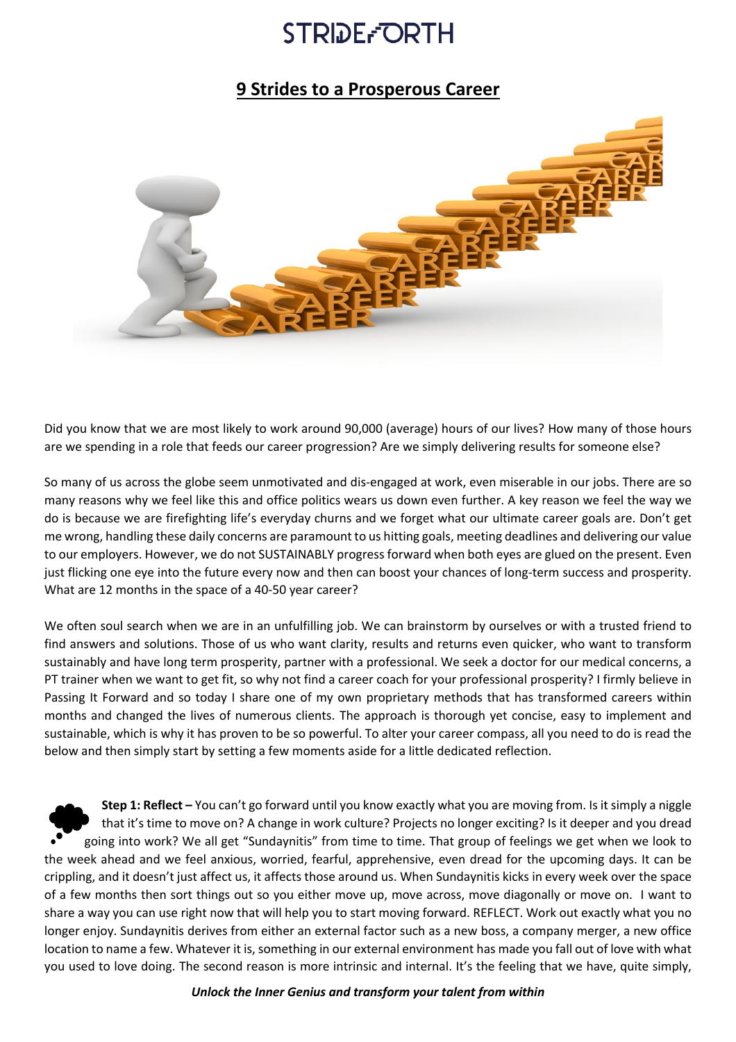# STRIDEFORTH

## 9 Strides to a Prosperous Career

Did you know that we are most likely to work around 90,000 (average) hours of our lives? How many of those hours are we spending in a role that feeds our career progression? Are we simply delivering results for someone else?

So many of us across the globe seem unmotivated and dis-engaged at work, even miserable in our jobs. There are so many reasons why we feel like this and office politics wears us down even further. A key reason we feel the way we do is because we are firefighting life's everyday churns and we forget what our ultimate career goals are. Don't get me wrong, handling these daily concerns are paramount to us hitting goals, meeting deadlines and delivering our value to our employers. However, we do not SUSTAINABLY progress forward when both eyes are glued on the present. Even just flicking one eye into the future every now and then can boost your chances of long-term success and prosperity. What are 12 months in the space of a 40-50 year career?

We often soul search when we are in an unfulfilling job. We can brainstorm by ourselves or with a trusted friend to find answers and solutions. Those of us who want clarity, results and returns even quicker, who want to transform sustainably and have long term prosperity, partner with a professional. We seek a doctor for our medical concerns, a PT trainer when we want to get fit, so why not find a career coach for your professional prosperity? I firmly believe in Passing It Forward and so today I share one of my own proprietary methods that has transformed careers within months and changed the lives of numerous clients. The approach is thorough yet concise, easy to implement and sustainable, which is why it has proven to be so powerful. To alter your career compass, all you need to do is read the below and then simply start by setting a few moments aside for a little dedicated reflection.

**Step 1: Reflect –** You can't go forward until you know exactly what you are moving from. Is it simply a niggle that it's time to move on? A change in work culture? Projects no longer exciting? Is it deeper and you dread going into work? We all get "Sundaynitis" from time to time. That group of feelings we get when we look to the week ahead and we feel anxious, worried, fearful, apprehensive, even dread for the upcoming days. It can be crippling, and it doesn't just affect us, it affects those around us. When Sundaynitis kicks in every week over the space of a few months then sort things out so you either move up, move across, move diagonally or move on. I want to share a way you can use right now that will help you to start moving forward. REFLECT. Work out exactly what you no longer enjoy. Sundaynitis derives from either an external factor such as a new boss, a company merger, a new office location to name a few. Whatever it is, something in our external environment has made you fall out of love with what you used to love doing. The second reason is more intrinsic and internal. It's the feeling that we have, quite simply,

***Unlock the Inner Genius and transform your talent from within***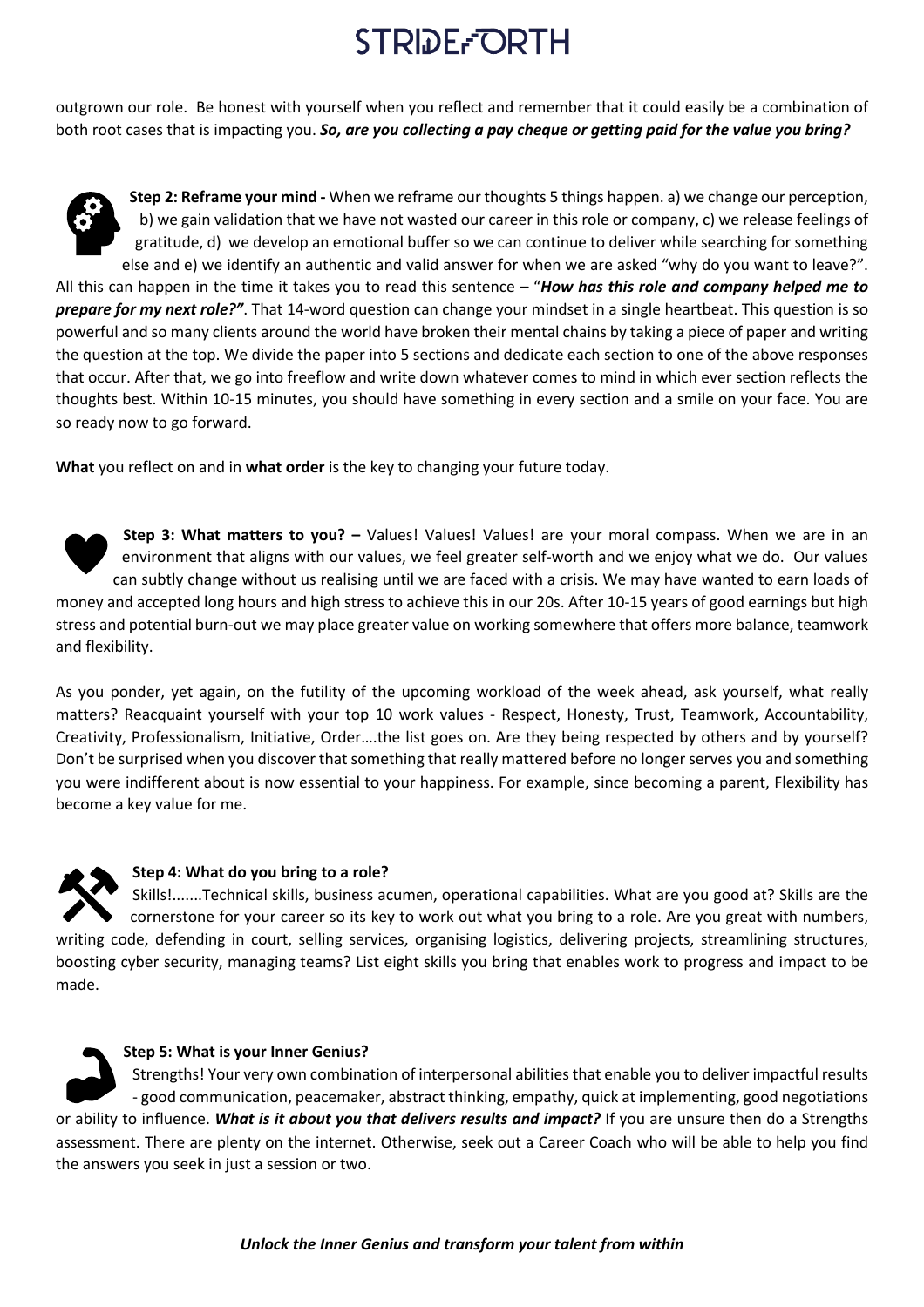outgrown our role. Be honest with yourself when you reflect and remember that it could easily be a combination of both root cases that is impacting you. ***So, are you collecting a pay cheque or getting paid for the value you bring?***

**Step 2: Reframe your mind -** When we reframe our thoughts 5 things happen. a) we change our perception, b) we gain validation that we have not wasted our career in this role or company, c) we release feelings of gratitude, d) we develop an emotional buffer so we can continue to deliver while searching for something else and e) we identify an authentic and valid answer for when we are asked "why do you want to leave?". All this can happen in the time it takes you to read this sentence – "***How has this role and company helped me to prepare for my next role?"***. That 14-word question can change your mindset in a single heartbeat. This question is so powerful and so many clients around the world have broken their mental chains by taking a piece of paper and writing the question at the top. We divide the paper into 5 sections and dedicate each section to one of the above responses that occur. After that, we go into freeflow and write down whatever comes to mind in which ever section reflects the thoughts best. Within 10-15 minutes, you should have something in every section and a smile on your face. You are so ready now to go forward.

**What** you reflect on and in **what order** is the key to changing your future today.

**Step 3: What matters to you? –** Values! Values! Values! are your moral compass. When we are in an environment that aligns with our values, we feel greater self-worth and we enjoy what we do. Our values can subtly change without us realising until we are faced with a crisis. We may have wanted to earn loads of money and accepted long hours and high stress to achieve this in our 20s. After 10-15 years of good earnings but high stress and potential burn-out we may place greater value on working somewhere that offers more balance, teamwork and flexibility.

As you ponder, yet again, on the futility of the upcoming workload of the week ahead, ask yourself, what really matters? Reacquaint yourself with your top 10 work values - Respect, Honesty, Trust, Teamwork, Accountability, Creativity, Professionalism, Initiative, Order….the list goes on. Are they being respected by others and by yourself? Don't be surprised when you discover that something that really mattered before no longer serves you and something you were indifferent about is now essential to your happiness. For example, since becoming a parent, Flexibility has become a key value for me.

**Step 4: What do you bring to a role?**

Skills!.......Technical skills, business acumen, operational capabilities. What are you good at? Skills are the cornerstone for your career so its key to work out what you bring to a role. Are you great with numbers, writing code, defending in court, selling services, organising logistics, delivering projects, streamlining structures, boosting cyber security, managing teams? List eight skills you bring that enables work to progress and impact to be made.

**Step 5: What is your Inner Genius?**

Strengths! Your very own combination of interpersonal abilities that enable you to deliver impactful results - good communication, peacemaker, abstract thinking, empathy, quick at implementing, good negotiations or ability to influence. ***What is it about you that delivers results and impact?*** If you are unsure then do a Strengths assessment. There are plenty on the internet. Otherwise, seek out a Career Coach who will be able to help you find the answers you seek in just a session or two.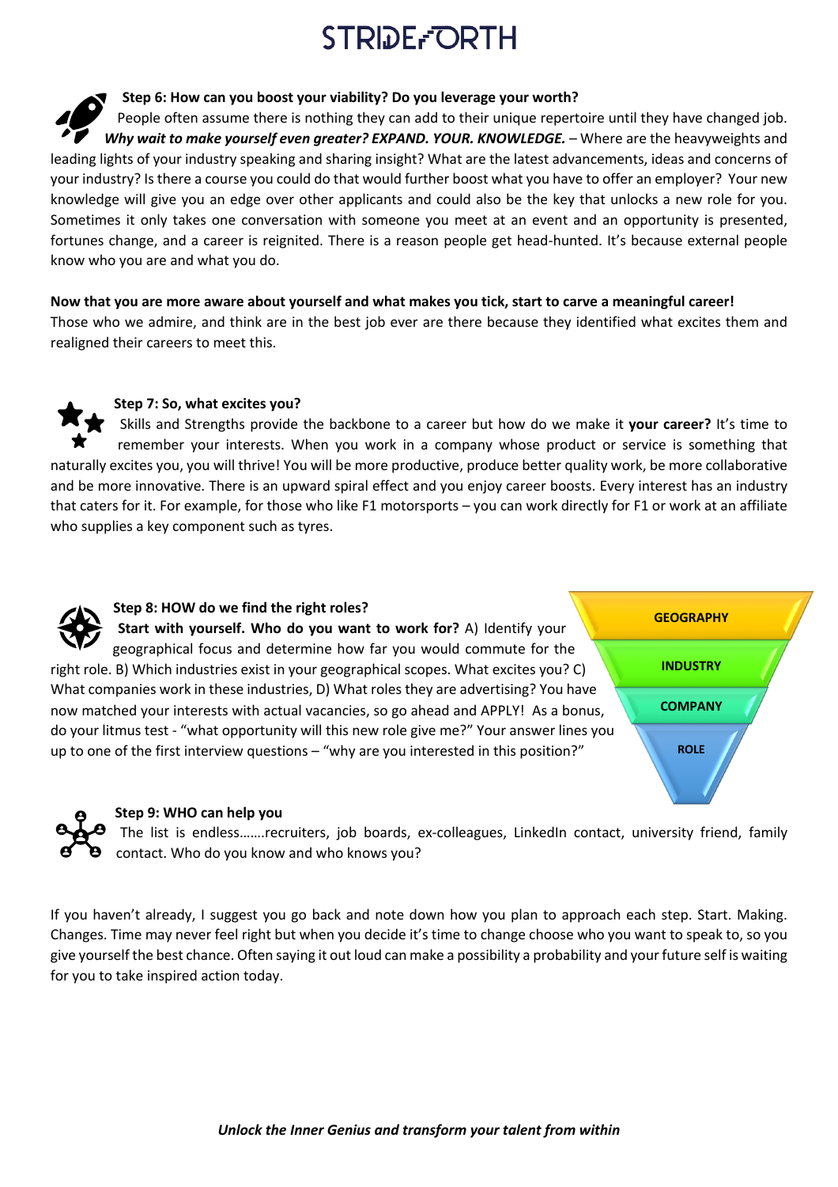**Step 6: How can you boost your viability? Do you leverage your worth?**

People often assume there is nothing they can add to their unique repertoire until they have changed job. ***Why wait to make yourself even greater? EXPAND. YOUR. KNOWLEDGE.*** – Where are the heavyweights and leading lights of your industry speaking and sharing insight? What are the latest advancements, ideas and concerns of your industry? Is there a course you could do that would further boost what you have to offer an employer? Your new knowledge will give you an edge over other applicants and could also be the key that unlocks a new role for you. Sometimes it only takes one conversation with someone you meet at an event and an opportunity is presented, fortunes change, and a career is reignited. There is a reason people get head-hunted. It's because external people know who you are and what you do.

**Now that you are more aware about yourself and what makes you tick, start to carve a meaningful career!**

Those who we admire, and think are in the best job ever are there because they identified what excites them and realigned their careers to meet this.

**Step 7: So, what excites you?**

Skills and Strengths provide the backbone to a career but how do we make it **your career?** It's time to remember your interests. When you work in a company whose product or service is something that naturally excites you, you will thrive! You will be more productive, produce better quality work, be more collaborative and be more innovative. There is an upward spiral effect and you enjoy career boosts. Every interest has an industry that caters for it. For example, for those who like F1 motorsports – you can work directly for F1 or work at an affiliate who supplies a key component such as tyres.

**Step 8: HOW do we find the right roles?**

**Start with yourself. Who do you want to work for?** A) Identify your geographical focus and determine how far you would commute for the right role. B) Which industries exist in your geographical scopes. What excites you? C) What companies work in these industries, D) What roles they are advertising? You have now matched your interests with actual vacancies, so go ahead and APPLY! As a bonus, do your litmus test - "what opportunity will this new role give me?" Your answer lines you up to one of the first interview questions – "why are you interested in this position?"

GEOGRAPHY

INDUSTRY

COMPANY

ROLE

**Step 9: WHO can help you**

The list is endless…….recruiters, job boards, ex-colleagues, LinkedIn contact, university friend, family contact. Who do you know and who knows you?

If you haven't already, I suggest you go back and note down how you plan to approach each step. Start. Making. Changes. Time may never feel right but when you decide it's time to change choose who you want to speak to, so you give yourself the best chance. Often saying it out loud can make a possibility a probability and your future self is waiting for you to take inspired action today.